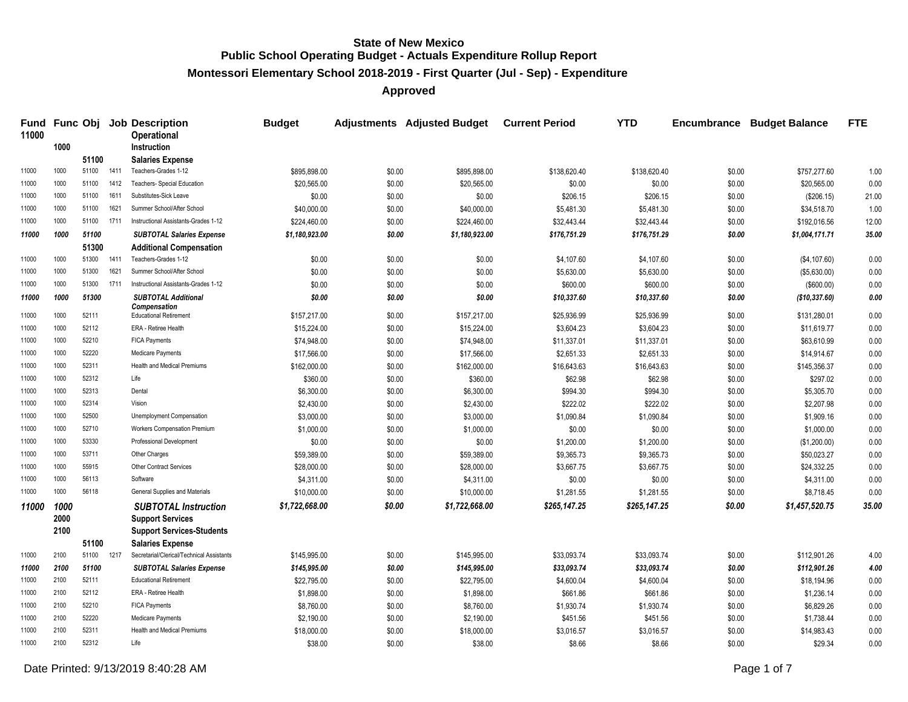# State of New Mexico
## Public School Operating Budget - Actuals Expenditure Rollup Report
### Montessori Elementary School 2018-2019 - First Quarter (Jul - Sep) - Expenditure
### Approved

| Fund | Func | Obj | Job | Description | Budget | Adjustments | Adjusted Budget | Current Period | YTD | Encumbrance | Budget Balance | FTE |
|---|---|---|---|---|---|---|---|---|---|---|---|---|
| **11000** | | | | **Operational** | | | | | | | | |
| | **1000** | | | **Instruction** | | | | | | | | |
| | | **51100** | | **Salaries Expense** | | | | | | | | |
| 11000 | 1000 | 51100 | 1411 | Teachers-Grades 1-12 | $895,898.00 | $0.00 | $895,898.00 | $138,620.40 | $138,620.40 | $0.00 | $757,277.60 | 1.00 |
| 11000 | 1000 | 51100 | 1412 | Teachers- Special Education | $20,565.00 | $0.00 | $20,565.00 | $0.00 | $0.00 | $0.00 | $20,565.00 | 0.00 |
| 11000 | 1000 | 51100 | 1611 | Substitutes-Sick Leave | $0.00 | $0.00 | $0.00 | $206.15 | $206.15 | $0.00 | ($206.15) | 21.00 |
| 11000 | 1000 | 51100 | 1621 | Summer School/After School | $40,000.00 | $0.00 | $40,000.00 | $5,481.30 | $5,481.30 | $0.00 | $34,518.70 | 1.00 |
| 11000 | 1000 | 51100 | 1711 | Instructional Assistants-Grades 1-12 | $224,460.00 | $0.00 | $224,460.00 | $32,443.44 | $32,443.44 | $0.00 | $192,016.56 | 12.00 |
| ***11000*** | ***1000*** | ***51100*** | | ***SUBTOTAL Salaries Expense*** | ***$1,180,923.00*** | ***$0.00*** | ***$1,180,923.00*** | ***$176,751.29*** | ***$176,751.29*** | ***$0.00*** | ***$1,004,171.71*** | ***35.00*** |
| | | **51300** | | **Additional Compensation** | | | | | | | | |
| 11000 | 1000 | 51300 | 1411 | Teachers-Grades 1-12 | $0.00 | $0.00 | $0.00 | $4,107.60 | $4,107.60 | $0.00 | ($4,107.60) | 0.00 |
| 11000 | 1000 | 51300 | 1621 | Summer School/After School | $0.00 | $0.00 | $0.00 | $5,630.00 | $5,630.00 | $0.00 | ($5,630.00) | 0.00 |
| 11000 | 1000 | 51300 | 1711 | Instructional Assistants-Grades 1-12 | $0.00 | $0.00 | $0.00 | $600.00 | $600.00 | $0.00 | ($600.00) | 0.00 |
| ***11000*** | ***1000*** | ***51300*** | | ***SUBTOTAL Additional Compensation*** | ***$0.00*** | ***$0.00*** | ***$0.00*** | ***$10,337.60*** | ***$10,337.60*** | ***$0.00*** | ***($10,337.60)*** | ***0.00*** |
| 11000 | 1000 | 52111 | | Educational Retirement | $157,217.00 | $0.00 | $157,217.00 | $25,936.99 | $25,936.99 | $0.00 | $131,280.01 | 0.00 |
| 11000 | 1000 | 52112 | | ERA - Retiree Health | $15,224.00 | $0.00 | $15,224.00 | $3,604.23 | $3,604.23 | $0.00 | $11,619.77 | 0.00 |
| 11000 | 1000 | 52210 | | FICA Payments | $74,948.00 | $0.00 | $74,948.00 | $11,337.01 | $11,337.01 | $0.00 | $63,610.99 | 0.00 |
| 11000 | 1000 | 52220 | | Medicare Payments | $17,566.00 | $0.00 | $17,566.00 | $2,651.33 | $2,651.33 | $0.00 | $14,914.67 | 0.00 |
| 11000 | 1000 | 52311 | | Health and Medical Premiums | $162,000.00 | $0.00 | $162,000.00 | $16,643.63 | $16,643.63 | $0.00 | $145,356.37 | 0.00 |
| 11000 | 1000 | 52312 | | Life | $360.00 | $0.00 | $360.00 | $62.98 | $62.98 | $0.00 | $297.02 | 0.00 |
| 11000 | 1000 | 52313 | | Dental | $6,300.00 | $0.00 | $6,300.00 | $994.30 | $994.30 | $0.00 | $5,305.70 | 0.00 |
| 11000 | 1000 | 52314 | | Vision | $2,430.00 | $0.00 | $2,430.00 | $222.02 | $222.02 | $0.00 | $2,207.98 | 0.00 |
| 11000 | 1000 | 52500 | | Unemployment Compensation | $3,000.00 | $0.00 | $3,000.00 | $1,090.84 | $1,090.84 | $0.00 | $1,909.16 | 0.00 |
| 11000 | 1000 | 52710 | | Workers Compensation Premium | $1,000.00 | $0.00 | $1,000.00 | $0.00 | $0.00 | $0.00 | $1,000.00 | 0.00 |
| 11000 | 1000 | 53330 | | Professional Development | $0.00 | $0.00 | $0.00 | $1,200.00 | $1,200.00 | $0.00 | ($1,200.00) | 0.00 |
| 11000 | 1000 | 53711 | | Other Charges | $59,389.00 | $0.00 | $59,389.00 | $9,365.73 | $9,365.73 | $0.00 | $50,023.27 | 0.00 |
| 11000 | 1000 | 55915 | | Other Contract Services | $28,000.00 | $0.00 | $28,000.00 | $3,667.75 | $3,667.75 | $0.00 | $24,332.25 | 0.00 |
| 11000 | 1000 | 56113 | | Software | $4,311.00 | $0.00 | $4,311.00 | $0.00 | $0.00 | $0.00 | $4,311.00 | 0.00 |
| 11000 | 1000 | 56118 | | General Supplies and Materials | $10,000.00 | $0.00 | $10,000.00 | $1,281.55 | $1,281.55 | $0.00 | $8,718.45 | 0.00 |
| ***11000*** | ***1000*** | | | ***SUBTOTAL Instruction*** | ***$1,722,668.00*** | ***$0.00*** | ***$1,722,668.00*** | ***$265,147.25*** | ***$265,147.25*** | ***$0.00*** | ***$1,457,520.75*** | ***35.00*** |
| | **2000** | | | **Support Services** | | | | | | | | |
| | **2100** | | | **Support Services-Students** | | | | | | | | |
| | | **51100** | | **Salaries Expense** | | | | | | | | |
| 11000 | 2100 | 51100 | 1217 | Secretarial/Clerical/Technical Assistants | $145,995.00 | $0.00 | $145,995.00 | $33,093.74 | $33,093.74 | $0.00 | $112,901.26 | 4.00 |
| ***11000*** | ***2100*** | ***51100*** | | ***SUBTOTAL Salaries Expense*** | ***$145,995.00*** | ***$0.00*** | ***$145,995.00*** | ***$33,093.74*** | ***$33,093.74*** | ***$0.00*** | ***$112,901.26*** | ***4.00*** |
| 11000 | 2100 | 52111 | | Educational Retirement | $22,795.00 | $0.00 | $22,795.00 | $4,600.04 | $4,600.04 | $0.00 | $18,194.96 | 0.00 |
| 11000 | 2100 | 52112 | | ERA - Retiree Health | $1,898.00 | $0.00 | $1,898.00 | $661.86 | $661.86 | $0.00 | $1,236.14 | 0.00 |
| 11000 | 2100 | 52210 | | FICA Payments | $8,760.00 | $0.00 | $8,760.00 | $1,930.74 | $1,930.74 | $0.00 | $6,829.26 | 0.00 |
| 11000 | 2100 | 52220 | | Medicare Payments | $2,190.00 | $0.00 | $2,190.00 | $451.56 | $451.56 | $0.00 | $1,738.44 | 0.00 |
| 11000 | 2100 | 52311 | | Health and Medical Premiums | $18,000.00 | $0.00 | $18,000.00 | $3,016.57 | $3,016.57 | $0.00 | $14,983.43 | 0.00 |
| 11000 | 2100 | 52312 | | Life | $38.00 | $0.00 | $38.00 | $8.66 | $8.66 | $0.00 | $29.34 | 0.00 |

Date Printed: 9/13/2019 8:40:28 AM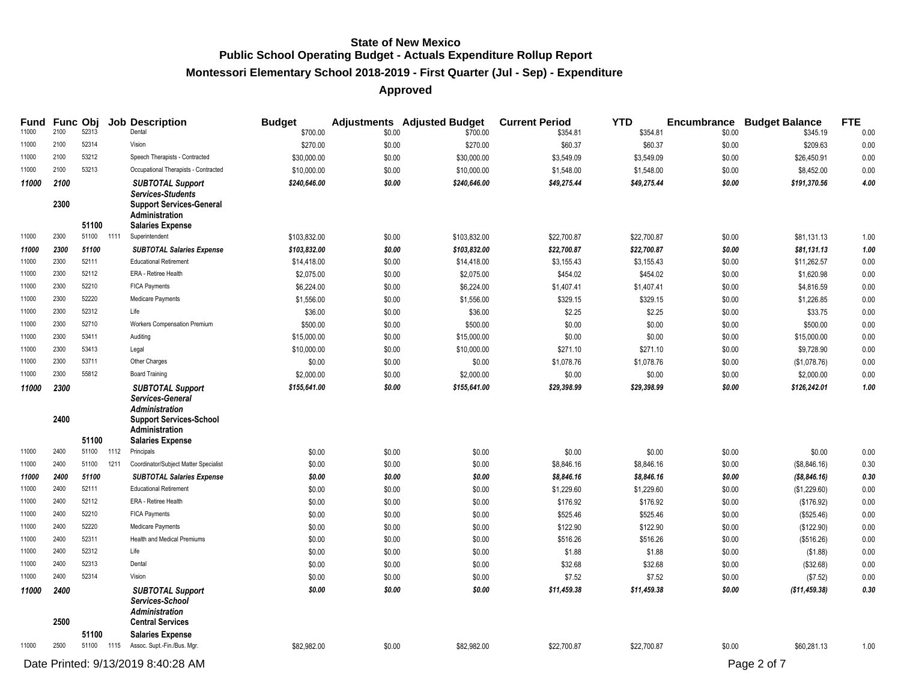**State of New Mexico**
**Public School Operating Budget - Actuals Expenditure Rollup Report**
**Montessori Elementary School 2018-2019 - First Quarter (Jul - Sep) - Expenditure**
**Approved**

| Fund | Func | Obj | Job | Description | Budget | Adjustments | Adjusted Budget | Current Period | YTD | Encumbrance | Budget Balance | FTE |
|---|---|---|---|---|---|---|---|---|---|---|---|---|
| 11000 | 2100 | 52313 | | Dental | $700.00 | $0.00 | $700.00 | $354.81 | $354.81 | $0.00 | $345.19 | 0.00 |
| 11000 | 2100 | 52314 | | Vision | $270.00 | $0.00 | $270.00 | $60.37 | $60.37 | $0.00 | $209.63 | 0.00 |
| 11000 | 2100 | 53212 | | Speech Therapists - Contracted | $30,000.00 | $0.00 | $30,000.00 | $3,549.09 | $3,549.09 | $0.00 | $26,450.91 | 0.00 |
| 11000 | 2100 | 53213 | | Occupational Therapists - Contracted | $10,000.00 | $0.00 | $10,000.00 | $1,548.00 | $1,548.00 | $0.00 | $8,452.00 | 0.00 |
| ***11000*** | ***2100*** | | | ***SUBTOTAL Support Services-Students*** | ***$240,646.00*** | ***$0.00*** | ***$240,646.00*** | ***$49,275.44*** | ***$49,275.44*** | ***$0.00*** | ***$191,370.56*** | ***4.00*** |
| | **2300** | | | **Support Services-General Administration** | | | | | | | | |
| | | **51100** | | **Salaries Expense** | | | | | | | | |
| 11000 | 2300 | 51100 | 1111 | Superintendent | $103,832.00 | $0.00 | $103,832.00 | $22,700.87 | $22,700.87 | $0.00 | $81,131.13 | 1.00 |
| ***11000*** | ***2300*** | ***51100*** | | ***SUBTOTAL Salaries Expense*** | ***$103,832.00*** | ***$0.00*** | ***$103,832.00*** | ***$22,700.87*** | ***$22,700.87*** | ***$0.00*** | ***$81,131.13*** | ***1.00*** |
| 11000 | 2300 | 52111 | | Educational Retirement | $14,418.00 | $0.00 | $14,418.00 | $3,155.43 | $3,155.43 | $0.00 | $11,262.57 | 0.00 |
| 11000 | 2300 | 52112 | | ERA - Retiree Health | $2,075.00 | $0.00 | $2,075.00 | $454.02 | $454.02 | $0.00 | $1,620.98 | 0.00 |
| 11000 | 2300 | 52210 | | FICA Payments | $6,224.00 | $0.00 | $6,224.00 | $1,407.41 | $1,407.41 | $0.00 | $4,816.59 | 0.00 |
| 11000 | 2300 | 52220 | | Medicare Payments | $1,556.00 | $0.00 | $1,556.00 | $329.15 | $329.15 | $0.00 | $1,226.85 | 0.00 |
| 11000 | 2300 | 52312 | | Life | $36.00 | $0.00 | $36.00 | $2.25 | $2.25 | $0.00 | $33.75 | 0.00 |
| 11000 | 2300 | 52710 | | Workers Compensation Premium | $500.00 | $0.00 | $500.00 | $0.00 | $0.00 | $0.00 | $500.00 | 0.00 |
| 11000 | 2300 | 53411 | | Auditing | $15,000.00 | $0.00 | $15,000.00 | $0.00 | $0.00 | $0.00 | $15,000.00 | 0.00 |
| 11000 | 2300 | 53413 | | Legal | $10,000.00 | $0.00 | $10,000.00 | $271.10 | $271.10 | $0.00 | $9,728.90 | 0.00 |
| 11000 | 2300 | 53711 | | Other Charges | $0.00 | $0.00 | $0.00 | $1,078.76 | $1,078.76 | $0.00 | ($1,078.76) | 0.00 |
| 11000 | 2300 | 55812 | | Board Training | $2,000.00 | $0.00 | $2,000.00 | $0.00 | $0.00 | $0.00 | $2,000.00 | 0.00 |
| ***11000*** | ***2300*** | | | ***SUBTOTAL Support Services-General Administration*** | ***$155,641.00*** | ***$0.00*** | ***$155,641.00*** | ***$29,398.99*** | ***$29,398.99*** | ***$0.00*** | ***$126,242.01*** | ***1.00*** |
| | **2400** | | | **Support Services-School Administration** | | | | | | | | |
| | | **51100** | | **Salaries Expense** | | | | | | | | |
| 11000 | 2400 | 51100 | 1112 | Principals | $0.00 | $0.00 | $0.00 | $0.00 | $0.00 | $0.00 | $0.00 | 0.00 |
| 11000 | 2400 | 51100 | 1211 | Coordinator/Subject Matter Specialist | $0.00 | $0.00 | $0.00 | $8,846.16 | $8,846.16 | $0.00 | ($8,846.16) | 0.30 |
| ***11000*** | ***2400*** | ***51100*** | | ***SUBTOTAL Salaries Expense*** | ***$0.00*** | ***$0.00*** | ***$0.00*** | ***$8,846.16*** | ***$8,846.16*** | ***$0.00*** | ***($8,846.16)*** | ***0.30*** |
| 11000 | 2400 | 52111 | | Educational Retirement | $0.00 | $0.00 | $0.00 | $1,229.60 | $1,229.60 | $0.00 | ($1,229.60) | 0.00 |
| 11000 | 2400 | 52112 | | ERA - Retiree Health | $0.00 | $0.00 | $0.00 | $176.92 | $176.92 | $0.00 | ($176.92) | 0.00 |
| 11000 | 2400 | 52210 | | FICA Payments | $0.00 | $0.00 | $0.00 | $525.46 | $525.46 | $0.00 | ($525.46) | 0.00 |
| 11000 | 2400 | 52220 | | Medicare Payments | $0.00 | $0.00 | $0.00 | $122.90 | $122.90 | $0.00 | ($122.90) | 0.00 |
| 11000 | 2400 | 52311 | | Health and Medical Premiums | $0.00 | $0.00 | $0.00 | $516.26 | $516.26 | $0.00 | ($516.26) | 0.00 |
| 11000 | 2400 | 52312 | | Life | $0.00 | $0.00 | $0.00 | $1.88 | $1.88 | $0.00 | ($1.88) | 0.00 |
| 11000 | 2400 | 52313 | | Dental | $0.00 | $0.00 | $0.00 | $32.68 | $32.68 | $0.00 | ($32.68) | 0.00 |
| 11000 | 2400 | 52314 | | Vision | $0.00 | $0.00 | $0.00 | $7.52 | $7.52 | $0.00 | ($7.52) | 0.00 |
| ***11000*** | ***2400*** | | | ***SUBTOTAL Support Services-School Administration*** | ***$0.00*** | ***$0.00*** | ***$0.00*** | ***$11,459.38*** | ***$11,459.38*** | ***$0.00*** | ***($11,459.38)*** | ***0.30*** |
| | **2500** | | | **Central Services** | | | | | | | | |
| | | **51100** | | **Salaries Expense** | | | | | | | | |
| 11000 | 2500 | 51100 | 1115 | Assoc. Supt.-Fin./Bus. Mgr. | $82,982.00 | $0.00 | $82,982.00 | $22,700.87 | $22,700.87 | $0.00 | $60,281.13 | 1.00 |

Date Printed: 9/13/2019 8:40:28 AM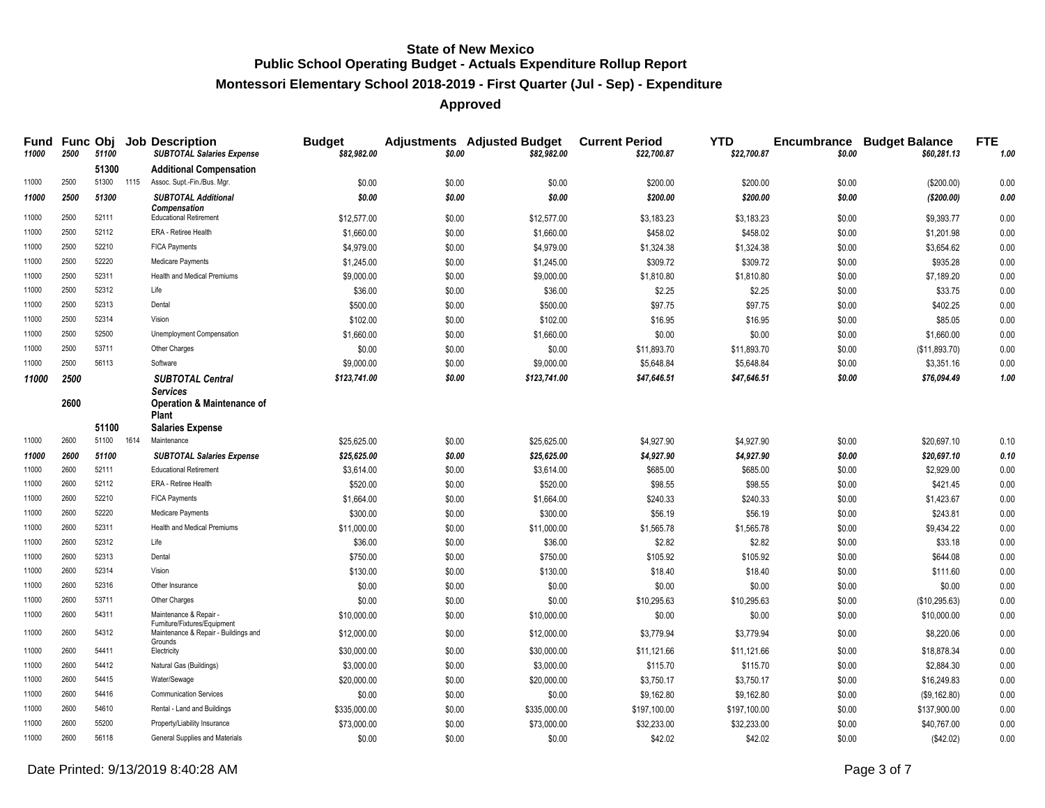# State of New Mexico
## Public School Operating Budget - Actuals Expenditure Rollup Report
### Montessori Elementary School 2018-2019 - First Quarter (Jul - Sep) - Expenditure
### Approved

| Fund | Func | Obj | Job | Description | Budget | Adjustments | Adjusted Budget | Current Period | YTD | Encumbrance | Budget Balance | FTE |
|---|---|---|---|---|---|---|---|---|---|---|---|---|
| *11000* | *2500* | *51100* | | ***SUBTOTAL Salaries Expense*** | *$82,982.00* | *$0.00* | *$82,982.00* | *$22,700.87* | *$22,700.87* | *$0.00* | *$60,281.13* | *1.00* |
| | | **51300** | | **Additional Compensation** | | | | | | | | |
| 11000 | 2500 | 51300 | 1115 | Assoc. Supt.-Fin./Bus. Mgr. | $0.00 | $0.00 | $0.00 | $200.00 | $200.00 | $0.00 | ($200.00) | 0.00 |
| *11000* | *2500* | *51300* | | ***SUBTOTAL Additional Compensation*** | *$0.00* | *$0.00* | *$0.00* | *$200.00* | *$200.00* | *$0.00* | *($200.00)* | *0.00* |
| 11000 | 2500 | 52111 | | Educational Retirement | $12,577.00 | $0.00 | $12,577.00 | $3,183.23 | $3,183.23 | $0.00 | $9,393.77 | 0.00 |
| 11000 | 2500 | 52112 | | ERA - Retiree Health | $1,660.00 | $0.00 | $1,660.00 | $458.02 | $458.02 | $0.00 | $1,201.98 | 0.00 |
| 11000 | 2500 | 52210 | | FICA Payments | $4,979.00 | $0.00 | $4,979.00 | $1,324.38 | $1,324.38 | $0.00 | $3,654.62 | 0.00 |
| 11000 | 2500 | 52220 | | Medicare Payments | $1,245.00 | $0.00 | $1,245.00 | $309.72 | $309.72 | $0.00 | $935.28 | 0.00 |
| 11000 | 2500 | 52311 | | Health and Medical Premiums | $9,000.00 | $0.00 | $9,000.00 | $1,810.80 | $1,810.80 | $0.00 | $7,189.20 | 0.00 |
| 11000 | 2500 | 52312 | | Life | $36.00 | $0.00 | $36.00 | $2.25 | $2.25 | $0.00 | $33.75 | 0.00 |
| 11000 | 2500 | 52313 | | Dental | $500.00 | $0.00 | $500.00 | $97.75 | $97.75 | $0.00 | $402.25 | 0.00 |
| 11000 | 2500 | 52314 | | Vision | $102.00 | $0.00 | $102.00 | $16.95 | $16.95 | $0.00 | $85.05 | 0.00 |
| 11000 | 2500 | 52500 | | Unemployment Compensation | $1,660.00 | $0.00 | $1,660.00 | $0.00 | $0.00 | $0.00 | $1,660.00 | 0.00 |
| 11000 | 2500 | 53711 | | Other Charges | $0.00 | $0.00 | $0.00 | $11,893.70 | $11,893.70 | $0.00 | ($11,893.70) | 0.00 |
| 11000 | 2500 | 56113 | | Software | $9,000.00 | $0.00 | $9,000.00 | $5,648.84 | $5,648.84 | $0.00 | $3,351.16 | 0.00 |
| *11000* | *2500* | | | ***SUBTOTAL Central Services*** | *$123,741.00* | *$0.00* | *$123,741.00* | *$47,646.51* | *$47,646.51* | *$0.00* | *$76,094.49* | *1.00* |
| | **2600** | | | **Operation & Maintenance of Plant** | | | | | | | | |
| | | **51100** | | **Salaries Expense** | | | | | | | | |
| 11000 | 2600 | 51100 | 1614 | Maintenance | $25,625.00 | $0.00 | $25,625.00 | $4,927.90 | $4,927.90 | $0.00 | $20,697.10 | 0.10 |
| *11000* | *2600* | *51100* | | ***SUBTOTAL Salaries Expense*** | *$25,625.00* | *$0.00* | *$25,625.00* | *$4,927.90* | *$4,927.90* | *$0.00* | *$20,697.10* | *0.10* |
| 11000 | 2600 | 52111 | | Educational Retirement | $3,614.00 | $0.00 | $3,614.00 | $685.00 | $685.00 | $0.00 | $2,929.00 | 0.00 |
| 11000 | 2600 | 52112 | | ERA - Retiree Health | $520.00 | $0.00 | $520.00 | $98.55 | $98.55 | $0.00 | $421.45 | 0.00 |
| 11000 | 2600 | 52210 | | FICA Payments | $1,664.00 | $0.00 | $1,664.00 | $240.33 | $240.33 | $0.00 | $1,423.67 | 0.00 |
| 11000 | 2600 | 52220 | | Medicare Payments | $300.00 | $0.00 | $300.00 | $56.19 | $56.19 | $0.00 | $243.81 | 0.00 |
| 11000 | 2600 | 52311 | | Health and Medical Premiums | $11,000.00 | $0.00 | $11,000.00 | $1,565.78 | $1,565.78 | $0.00 | $9,434.22 | 0.00 |
| 11000 | 2600 | 52312 | | Life | $36.00 | $0.00 | $36.00 | $2.82 | $2.82 | $0.00 | $33.18 | 0.00 |
| 11000 | 2600 | 52313 | | Dental | $750.00 | $0.00 | $750.00 | $105.92 | $105.92 | $0.00 | $644.08 | 0.00 |
| 11000 | 2600 | 52314 | | Vision | $130.00 | $0.00 | $130.00 | $18.40 | $18.40 | $0.00 | $111.60 | 0.00 |
| 11000 | 2600 | 52316 | | Other Insurance | $0.00 | $0.00 | $0.00 | $0.00 | $0.00 | $0.00 | $0.00 | 0.00 |
| 11000 | 2600 | 53711 | | Other Charges | $0.00 | $0.00 | $0.00 | $10,295.63 | $10,295.63 | $0.00 | ($10,295.63) | 0.00 |
| 11000 | 2600 | 54311 | | Maintenance & Repair - Furniture/Fixtures/Equipment | $10,000.00 | $0.00 | $10,000.00 | $0.00 | $0.00 | $0.00 | $10,000.00 | 0.00 |
| 11000 | 2600 | 54312 | | Maintenance & Repair - Buildings and Grounds | $12,000.00 | $0.00 | $12,000.00 | $3,779.94 | $3,779.94 | $0.00 | $8,220.06 | 0.00 |
| 11000 | 2600 | 54411 | | Electricity | $30,000.00 | $0.00 | $30,000.00 | $11,121.66 | $11,121.66 | $0.00 | $18,878.34 | 0.00 |
| 11000 | 2600 | 54412 | | Natural Gas (Buildings) | $3,000.00 | $0.00 | $3,000.00 | $115.70 | $115.70 | $0.00 | $2,884.30 | 0.00 |
| 11000 | 2600 | 54415 | | Water/Sewage | $20,000.00 | $0.00 | $20,000.00 | $3,750.17 | $3,750.17 | $0.00 | $16,249.83 | 0.00 |
| 11000 | 2600 | 54416 | | Communication Services | $0.00 | $0.00 | $0.00 | $9,162.80 | $9,162.80 | $0.00 | ($9,162.80) | 0.00 |
| 11000 | 2600 | 54610 | | Rental - Land and Buildings | $335,000.00 | $0.00 | $335,000.00 | $197,100.00 | $197,100.00 | $0.00 | $137,900.00 | 0.00 |
| 11000 | 2600 | 55200 | | Property/Liability Insurance | $73,000.00 | $0.00 | $73,000.00 | $32,233.00 | $32,233.00 | $0.00 | $40,767.00 | 0.00 |
| 11000 | 2600 | 56118 | | General Supplies and Materials | $0.00 | $0.00 | $0.00 | $42.02 | $42.02 | $0.00 | ($42.02) | 0.00 |

Date Printed: 9/13/2019 8:40:28 AM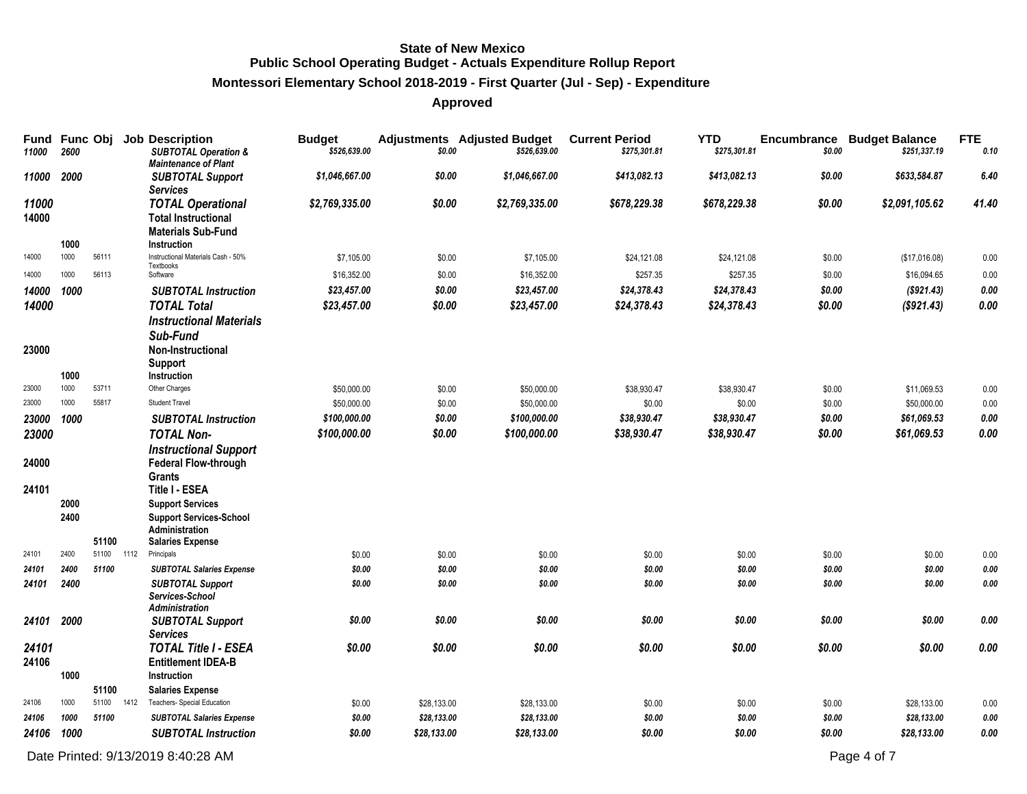**State of New Mexico**
**Public School Operating Budget - Actuals Expenditure Rollup Report**
**Montessori Elementary School 2018-2019 - First Quarter (Jul - Sep) - Expenditure**
**Approved**

| Fund | Func | Obj | Job | Description | Budget | Adjustments | Adjusted Budget | Current Period | YTD | Encumbrance | Budget Balance | FTE |
|---|---|---|---|---|---|---|---|---|---|---|---|---|
| *11000* | *2600* | | | *SUBTOTAL Operation & Maintenance of Plant* | *$526,639.00* | *$0.00* | *$526,639.00* | *$275,301.81* | *$275,301.81* | *$0.00* | *$251,337.19* | *0.10* |
| *11000* | *2000* | | | *SUBTOTAL Support Services* | *$1,046,667.00* | *$0.00* | *$1,046,667.00* | *$413,082.13* | *$413,082.13* | *$0.00* | *$633,584.87* | *6.40* |
| *11000* | | | | *TOTAL Operational* | *$2,769,335.00* | *$0.00* | *$2,769,335.00* | *$678,229.38* | *$678,229.38* | *$0.00* | *$2,091,105.62* | *41.40* |
| **14000** | | | | **Total Instructional Materials Sub-Fund** | | | | | | | | |
| | **1000** | | | **Instruction** | | | | | | | | |
| 14000 | 1000 | 56111 | | Instructional Materials Cash - 50% Textbooks | $7,105.00 | $0.00 | $7,105.00 | $24,121.08 | $24,121.08 | $0.00 | ($17,016.08) | 0.00 |
| 14000 | 1000 | 56113 | | Software | $16,352.00 | $0.00 | $16,352.00 | $257.35 | $257.35 | $0.00 | $16,094.65 | 0.00 |
| *14000* | *1000* | | | *SUBTOTAL Instruction* | *$23,457.00* | *$0.00* | *$23,457.00* | *$24,378.43* | *$24,378.43* | *$0.00* | *($921.43)* | *0.00* |
| *14000* | | | | *TOTAL Total Instructional Materials Sub-Fund* | *$23,457.00* | *$0.00* | *$23,457.00* | *$24,378.43* | *$24,378.43* | *$0.00* | *($921.43)* | *0.00* |
| **23000** | | | | **Non-Instructional Support** | | | | | | | | |
| | **1000** | | | **Instruction** | | | | | | | | |
| 23000 | 1000 | 53711 | | Other Charges | $50,000.00 | $0.00 | $50,000.00 | $38,930.47 | $38,930.47 | $0.00 | $11,069.53 | 0.00 |
| 23000 | 1000 | 55817 | | Student Travel | $50,000.00 | $0.00 | $50,000.00 | $0.00 | $0.00 | $0.00 | $50,000.00 | 0.00 |
| *23000* | *1000* | | | *SUBTOTAL Instruction* | *$100,000.00* | *$0.00* | *$100,000.00* | *$38,930.47* | *$38,930.47* | *$0.00* | *$61,069.53* | *0.00* |
| *23000* | | | | *TOTAL Non-Instructional Support* | *$100,000.00* | *$0.00* | *$100,000.00* | *$38,930.47* | *$38,930.47* | *$0.00* | *$61,069.53* | *0.00* |
| **24000** | | | | **Federal Flow-through Grants** | | | | | | | | |
| **24101** | | | | **Title I - ESEA** | | | | | | | | |
| | **2000** | | | **Support Services** | | | | | | | | |
| | **2400** | | | **Support Services-School Administration** | | | | | | | | |
| | | **51100** | | **Salaries Expense** | | | | | | | | |
| 24101 | 2400 | 51100 | 1112 | Principals | $0.00 | $0.00 | $0.00 | $0.00 | $0.00 | $0.00 | $0.00 | 0.00 |
| *24101* | *2400* | *51100* | | *SUBTOTAL Salaries Expense* | *$0.00* | *$0.00* | *$0.00* | *$0.00* | *$0.00* | *$0.00* | *$0.00* | *0.00* |
| *24101* | *2400* | | | *SUBTOTAL Support Services-School Administration* | *$0.00* | *$0.00* | *$0.00* | *$0.00* | *$0.00* | *$0.00* | *$0.00* | *0.00* |
| *24101* | *2000* | | | *SUBTOTAL Support Services* | *$0.00* | *$0.00* | *$0.00* | *$0.00* | *$0.00* | *$0.00* | *$0.00* | *0.00* |
| *24101* | | | | *TOTAL Title I - ESEA* | *$0.00* | *$0.00* | *$0.00* | *$0.00* | *$0.00* | *$0.00* | *$0.00* | *0.00* |
| **24106** | | | | **Entitlement IDEA-B** | | | | | | | | |
| | **1000** | | | **Instruction** | | | | | | | | |
| | | **51100** | | **Salaries Expense** | | | | | | | | |
| 24106 | 1000 | 51100 | 1412 | Teachers- Special Education | $0.00 | $28,133.00 | $28,133.00 | $0.00 | $0.00 | $0.00 | $28,133.00 | 0.00 |
| *24106* | *1000* | *51100* | | *SUBTOTAL Salaries Expense* | *$0.00* | *$28,133.00* | *$28,133.00* | *$0.00* | *$0.00* | *$0.00* | *$28,133.00* | *0.00* |
| *24106* | *1000* | | | *SUBTOTAL Instruction* | *$0.00* | *$28,133.00* | *$28,133.00* | *$0.00* | *$0.00* | *$0.00* | *$28,133.00* | *0.00* |

Date Printed: 9/13/2019 8:40:28 AM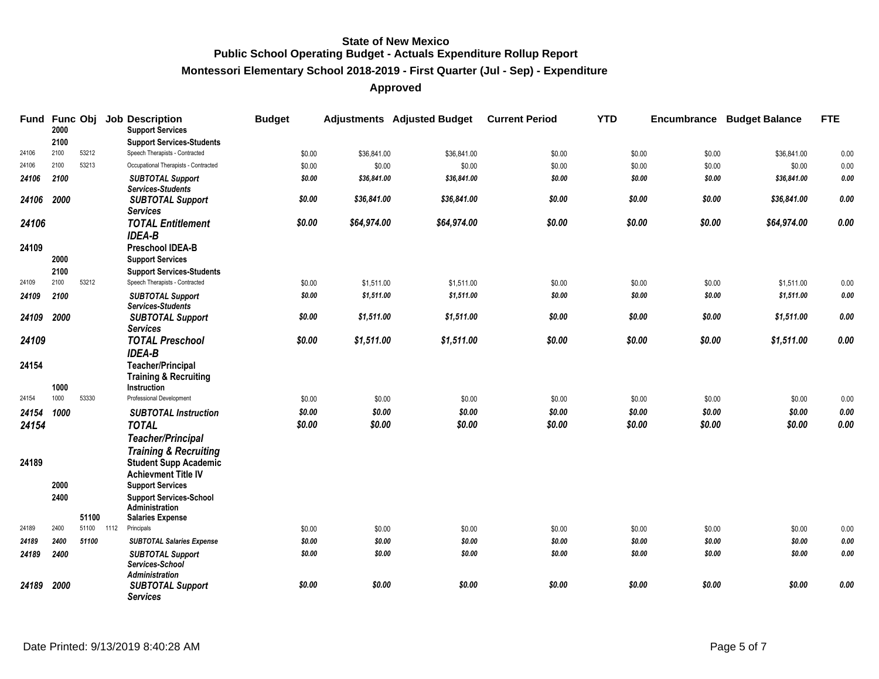**State of New Mexico**
**Public School Operating Budget - Actuals Expenditure Rollup Report**
**Montessori Elementary School 2018-2019 - First Quarter (Jul - Sep) - Expenditure**
**Approved**

| Fund | Func | Obj | Job | Description | Budget | Adjustments | Adjusted Budget | Current Period | YTD | Encumbrance | Budget Balance | FTE |
|---|---|---|---|---|---|---|---|---|---|---|---|---|
| | 2000 | | | Support Services | | | | | | | | |
| | 2100 | | | Support Services-Students | | | | | | | | |
| 24106 | 2100 | 53212 | | Speech Therapists - Contracted | $0.00 | $36,841.00 | $36,841.00 | $0.00 | $0.00 | $0.00 | $36,841.00 | 0.00 |
| 24106 | 2100 | 53213 | | Occupational Therapists - Contracted | $0.00 | $0.00 | $0.00 | $0.00 | $0.00 | $0.00 | $0.00 | 0.00 |
| *24106* | *2100* | | | *SUBTOTAL Support Services-Students* | *$0.00* | *$36,841.00* | *$36,841.00* | *$0.00* | *$0.00* | *$0.00* | *$36,841.00* | *0.00* |
| *24106* | *2000* | | | *SUBTOTAL Support Services* | *$0.00* | *$36,841.00* | *$36,841.00* | *$0.00* | *$0.00* | *$0.00* | *$36,841.00* | *0.00* |
| *24106* | | | | *TOTAL Entitlement IDEA-B* | *$0.00* | *$64,974.00* | *$64,974.00* | *$0.00* | *$0.00* | *$0.00* | *$64,974.00* | *0.00* |
| 24109 | | | | Preschool IDEA-B | | | | | | | | |
| | 2000 | | | Support Services | | | | | | | | |
| | 2100 | | | Support Services-Students | | | | | | | | |
| 24109 | 2100 | 53212 | | Speech Therapists - Contracted | $0.00 | $1,511.00 | $1,511.00 | $0.00 | $0.00 | $0.00 | $1,511.00 | 0.00 |
| *24109* | *2100* | | | *SUBTOTAL Support Services-Students* | *$0.00* | *$1,511.00* | *$1,511.00* | *$0.00* | *$0.00* | *$0.00* | *$1,511.00* | *0.00* |
| *24109* | *2000* | | | *SUBTOTAL Support Services* | *$0.00* | *$1,511.00* | *$1,511.00* | *$0.00* | *$0.00* | *$0.00* | *$1,511.00* | *0.00* |
| *24109* | | | | *TOTAL Preschool IDEA-B* | *$0.00* | *$1,511.00* | *$1,511.00* | *$0.00* | *$0.00* | *$0.00* | *$1,511.00* | *0.00* |
| 24154 | | | | Teacher/Principal Training & Recruiting | | | | | | | | |
| | 1000 | | | Instruction | | | | | | | | |
| 24154 | 1000 | 53330 | | Professional Development | $0.00 | $0.00 | $0.00 | $0.00 | $0.00 | $0.00 | $0.00 | 0.00 |
| *24154* | *1000* | | | *SUBTOTAL Instruction* | *$0.00* | *$0.00* | *$0.00* | *$0.00* | *$0.00* | *$0.00* | *$0.00* | *0.00* |
| *24154* | | | | *TOTAL Teacher/Principal Training & Recruiting* | *$0.00* | *$0.00* | *$0.00* | *$0.00* | *$0.00* | *$0.00* | *$0.00* | *0.00* |
| 24189 | | | | Student Supp Academic Achievment Title IV | | | | | | | | |
| | 2000 | | | Support Services | | | | | | | | |
| | 2400 | | | Support Services-School Administration | | | | | | | | |
| | | 51100 | | Salaries Expense | | | | | | | | |
| 24189 | 2400 | 51100 | 1112 | Principals | $0.00 | $0.00 | $0.00 | $0.00 | $0.00 | $0.00 | $0.00 | 0.00 |
| *24189* | *2400* | *51100* | | *SUBTOTAL Salaries Expense* | *$0.00* | *$0.00* | *$0.00* | *$0.00* | *$0.00* | *$0.00* | *$0.00* | *0.00* |
| *24189* | *2400* | | | *SUBTOTAL Support Services-School Administration* | *$0.00* | *$0.00* | *$0.00* | *$0.00* | *$0.00* | *$0.00* | *$0.00* | *0.00* |
| *24189* | *2000* | | | *SUBTOTAL Support Services* | *$0.00* | *$0.00* | *$0.00* | *$0.00* | *$0.00* | *$0.00* | *$0.00* | *0.00* |

Date Printed: 9/13/2019 8:40:28 AM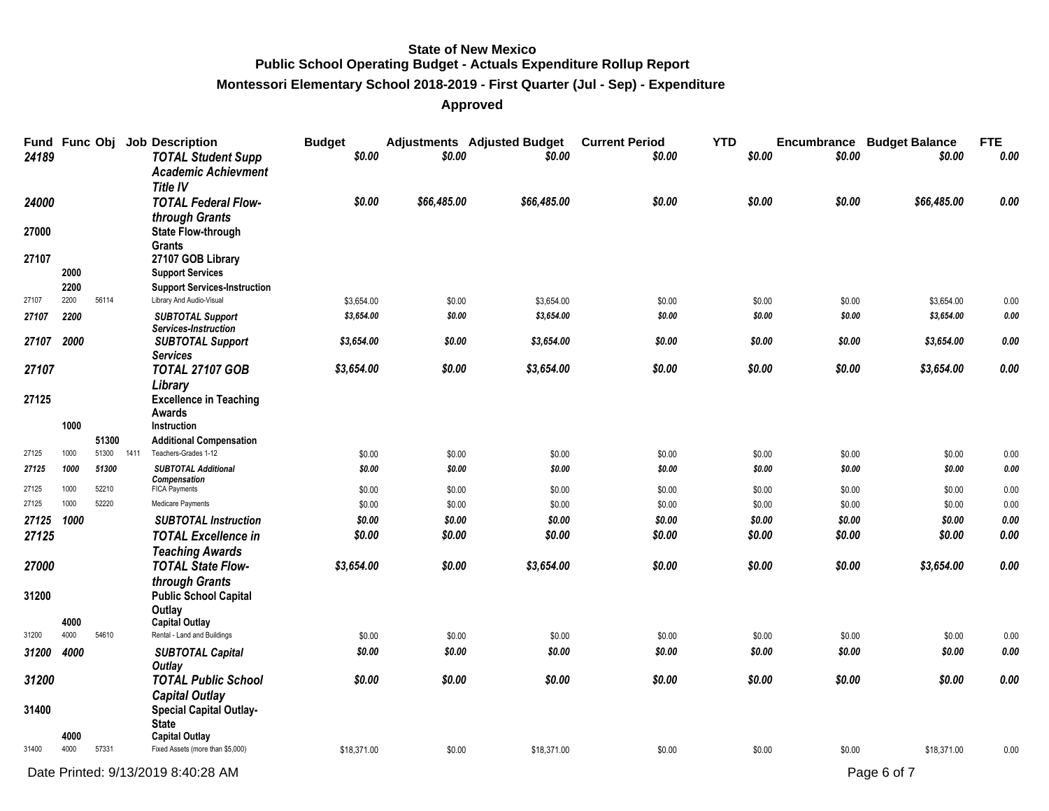# State of New Mexico
## Public School Operating Budget - Actuals Expenditure Rollup Report
### Montessori Elementary School 2018-2019 - First Quarter (Jul - Sep) - Expenditure
### Approved

| Fund | Func | Obj | Job | Description | Budget | Adjustments | Adjusted Budget | Current Period | YTD | Encumbrance | Budget Balance | FTE |
|---|---|---|---|---|---|---|---|---|---|---|---|---|
| *24189* | | | | *TOTAL Student Supp Academic Achievment Title IV* | *$0.00* | *$0.00* | *$0.00* | *$0.00* | *$0.00* | *$0.00* | *$0.00* | *0.00* |
| *24000* | | | | *TOTAL Federal Flow-through Grants* | *$0.00* | *$66,485.00* | *$66,485.00* | *$0.00* | *$0.00* | *$0.00* | *$66,485.00* | *0.00* |
| **27000** | | | | **State Flow-through Grants** | | | | | | | | |
| **27107** | | | | **27107 GOB Library** | | | | | | | | |
| | **2000** | | | **Support Services** | | | | | | | | |
| | **2200** | | | **Support Services-Instruction** | | | | | | | | |
| 27107 | 2200 | 56114 | | Library And Audio-Visual | $3,654.00 | $0.00 | $3,654.00 | $0.00 | $0.00 | $0.00 | $3,654.00 | 0.00 |
| *27107* | *2200* | | | *SUBTOTAL Support Services-Instruction* | *$3,654.00* | *$0.00* | *$3,654.00* | *$0.00* | *$0.00* | *$0.00* | *$3,654.00* | *0.00* |
| *27107* | *2000* | | | *SUBTOTAL Support Services* | *$3,654.00* | *$0.00* | *$3,654.00* | *$0.00* | *$0.00* | *$0.00* | *$3,654.00* | *0.00* |
| *27107* | | | | *TOTAL 27107 GOB Library* | *$3,654.00* | *$0.00* | *$3,654.00* | *$0.00* | *$0.00* | *$0.00* | *$3,654.00* | *0.00* |
| **27125** | | | | **Excellence in Teaching Awards** | | | | | | | | |
| | **1000** | | | **Instruction** | | | | | | | | |
| | | **51300** | | **Additional Compensation** | | | | | | | | |
| 27125 | 1000 | 51300 | 1411 | Teachers-Grades 1-12 | $0.00 | $0.00 | $0.00 | $0.00 | $0.00 | $0.00 | $0.00 | 0.00 |
| *27125* | *1000* | *51300* | | *SUBTOTAL Additional Compensation* | *$0.00* | *$0.00* | *$0.00* | *$0.00* | *$0.00* | *$0.00* | *$0.00* | *0.00* |
| 27125 | 1000 | 52210 | | FICA Payments | $0.00 | $0.00 | $0.00 | $0.00 | $0.00 | $0.00 | $0.00 | 0.00 |
| 27125 | 1000 | 52220 | | Medicare Payments | $0.00 | $0.00 | $0.00 | $0.00 | $0.00 | $0.00 | $0.00 | 0.00 |
| *27125* | *1000* | | | *SUBTOTAL Instruction* | *$0.00* | *$0.00* | *$0.00* | *$0.00* | *$0.00* | *$0.00* | *$0.00* | *0.00* |
| *27125* | | | | *TOTAL Excellence in Teaching Awards* | *$0.00* | *$0.00* | *$0.00* | *$0.00* | *$0.00* | *$0.00* | *$0.00* | *0.00* |
| *27000* | | | | *TOTAL State Flow-through Grants* | *$3,654.00* | *$0.00* | *$3,654.00* | *$0.00* | *$0.00* | *$0.00* | *$3,654.00* | *0.00* |
| **31200** | | | | **Public School Capital Outlay** | | | | | | | | |
| | **4000** | | | **Capital Outlay** | | | | | | | | |
| 31200 | 4000 | 54610 | | Rental - Land and Buildings | $0.00 | $0.00 | $0.00 | $0.00 | $0.00 | $0.00 | $0.00 | 0.00 |
| *31200* | *4000* | | | *SUBTOTAL Capital Outlay* | *$0.00* | *$0.00* | *$0.00* | *$0.00* | *$0.00* | *$0.00* | *$0.00* | *0.00* |
| *31200* | | | | *TOTAL Public School Capital Outlay* | *$0.00* | *$0.00* | *$0.00* | *$0.00* | *$0.00* | *$0.00* | *$0.00* | *0.00* |
| **31400** | | | | **Special Capital Outlay-State** | | | | | | | | |
| | **4000** | | | **Capital Outlay** | | | | | | | | |
| 31400 | 4000 | 57331 | | Fixed Assets (more than $5,000) | $18,371.00 | $0.00 | $18,371.00 | $0.00 | $0.00 | $0.00 | $18,371.00 | 0.00 |

Date Printed: 9/13/2019 8:40:28 AM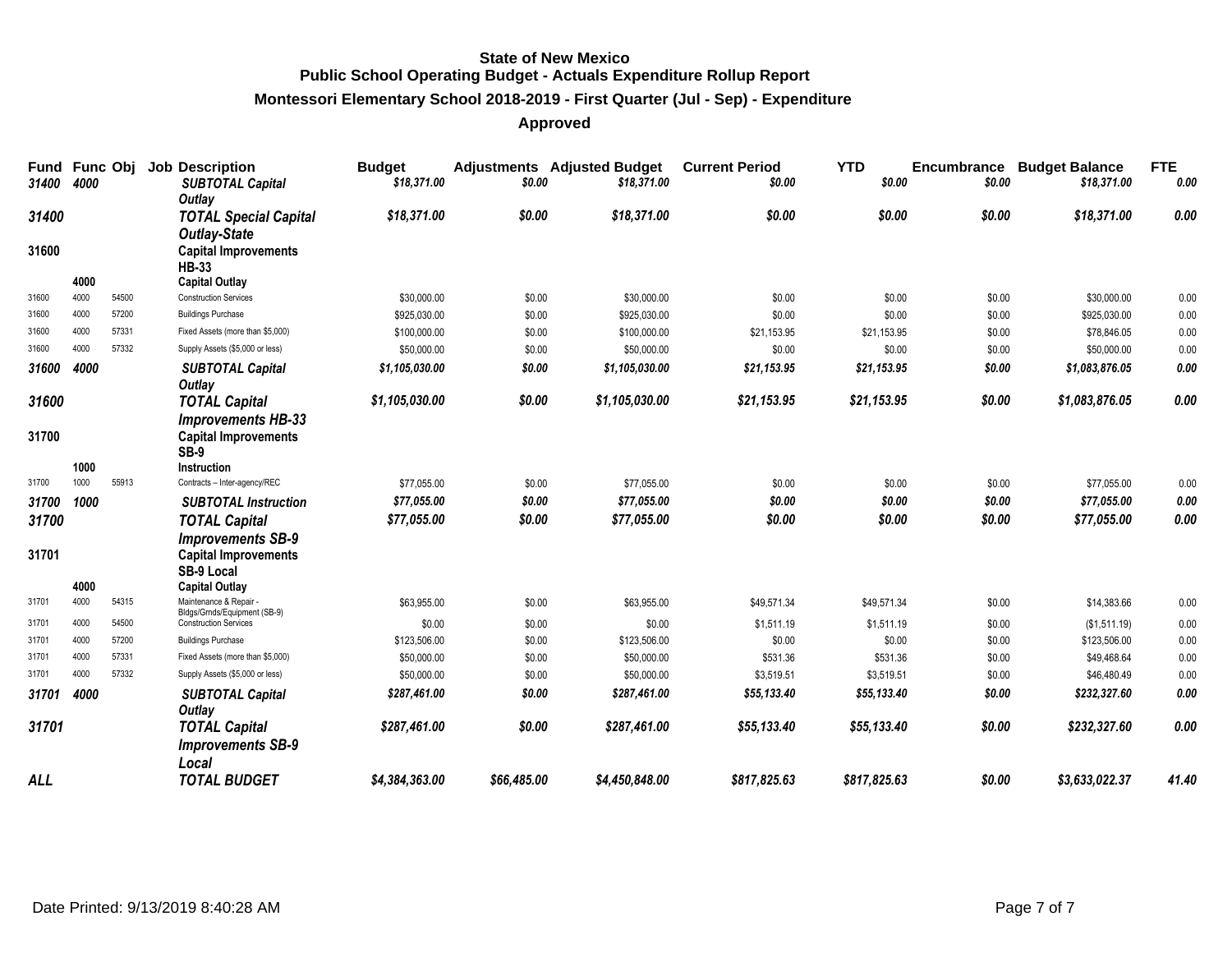**State of New Mexico**
**Public School Operating Budget - Actuals Expenditure Rollup Report**
**Montessori Elementary School 2018-2019 - First Quarter (Jul - Sep) - Expenditure**
**Approved**

| Fund | Func | Obj | Job | Description | Budget | Adjustments | Adjusted Budget | Current Period | YTD | Encumbrance | Budget Balance | FTE |
|---|---|---|---|---|---|---|---|---|---|---|---|---|
| *31400* | *4000* | | | ***SUBTOTAL Capital Outlay*** | *$18,371.00* | *$0.00* | *$18,371.00* | *$0.00* | *$0.00* | *$0.00* | *$18,371.00* | *0.00* |
| ***31400*** | | | | ***TOTAL Special Capital Outlay-State*** | ***$18,371.00*** | ***$0.00*** | ***$18,371.00*** | ***$0.00*** | ***$0.00*** | ***$0.00*** | ***$18,371.00*** | ***0.00*** |
| **31600** | | | | **Capital Improvements HB-33** | | | | | | | | |
| | **4000** | | | **Capital Outlay** | | | | | | | | |
| 31600 | 4000 | 54500 | | Construction Services | $30,000.00 | $0.00 | $30,000.00 | $0.00 | $0.00 | $0.00 | $30,000.00 | 0.00 |
| 31600 | 4000 | 57200 | | Buildings Purchase | $925,030.00 | $0.00 | $925,030.00 | $0.00 | $0.00 | $0.00 | $925,030.00 | 0.00 |
| 31600 | 4000 | 57331 | | Fixed Assets (more than $5,000) | $100,000.00 | $0.00 | $100,000.00 | $21,153.95 | $21,153.95 | $0.00 | $78,846.05 | 0.00 |
| 31600 | 4000 | 57332 | | Supply Assets ($5,000 or less) | $50,000.00 | $0.00 | $50,000.00 | $0.00 | $0.00 | $0.00 | $50,000.00 | 0.00 |
| *31600* | *4000* | | | ***SUBTOTAL Capital Outlay*** | *$1,105,030.00* | *$0.00* | *$1,105,030.00* | *$21,153.95* | *$21,153.95* | *$0.00* | *$1,083,876.05* | *0.00* |
| ***31600*** | | | | ***TOTAL Capital Improvements HB-33*** | ***$1,105,030.00*** | ***$0.00*** | ***$1,105,030.00*** | ***$21,153.95*** | ***$21,153.95*** | ***$0.00*** | ***$1,083,876.05*** | ***0.00*** |
| **31700** | | | | **Capital Improvements SB-9** | | | | | | | | |
| | **1000** | | | **Instruction** | | | | | | | | |
| 31700 | 1000 | 55913 | | Contracts – Inter-agency/REC | $77,055.00 | $0.00 | $77,055.00 | $0.00 | $0.00 | $0.00 | $77,055.00 | 0.00 |
| *31700* | *1000* | | | ***SUBTOTAL Instruction*** | *$77,055.00* | *$0.00* | *$77,055.00* | *$0.00* | *$0.00* | *$0.00* | *$77,055.00* | *0.00* |
| ***31700*** | | | | ***TOTAL Capital Improvements SB-9*** | ***$77,055.00*** | ***$0.00*** | ***$77,055.00*** | ***$0.00*** | ***$0.00*** | ***$0.00*** | ***$77,055.00*** | ***0.00*** |
| **31701** | | | | **Capital Improvements SB-9 Local** | | | | | | | | |
| | **4000** | | | **Capital Outlay** | | | | | | | | |
| 31701 | 4000 | 54315 | | Maintenance & Repair - Bldgs/Grnds/Equipment (SB-9) | $63,955.00 | $0.00 | $63,955.00 | $49,571.34 | $49,571.34 | $0.00 | $14,383.66 | 0.00 |
| 31701 | 4000 | 54500 | | Construction Services | $0.00 | $0.00 | $0.00 | $1,511.19 | $1,511.19 | $0.00 | ($1,511.19) | 0.00 |
| 31701 | 4000 | 57200 | | Buildings Purchase | $123,506.00 | $0.00 | $123,506.00 | $0.00 | $0.00 | $0.00 | $123,506.00 | 0.00 |
| 31701 | 4000 | 57331 | | Fixed Assets (more than $5,000) | $50,000.00 | $0.00 | $50,000.00 | $531.36 | $531.36 | $0.00 | $49,468.64 | 0.00 |
| 31701 | 4000 | 57332 | | Supply Assets ($5,000 or less) | $50,000.00 | $0.00 | $50,000.00 | $3,519.51 | $3,519.51 | $0.00 | $46,480.49 | 0.00 |
| *31701* | *4000* | | | ***SUBTOTAL Capital Outlay*** | *$287,461.00* | *$0.00* | *$287,461.00* | *$55,133.40* | *$55,133.40* | *$0.00* | *$232,327.60* | *0.00* |
| ***31701*** | | | | ***TOTAL Capital Improvements SB-9 Local*** | ***$287,461.00*** | ***$0.00*** | ***$287,461.00*** | ***$55,133.40*** | ***$55,133.40*** | ***$0.00*** | ***$232,327.60*** | ***0.00*** |
| ***ALL*** | | | | ***TOTAL BUDGET*** | ***$4,384,363.00*** | ***$66,485.00*** | ***$4,450,848.00*** | ***$817,825.63*** | ***$817,825.63*** | ***$0.00*** | ***$3,633,022.37*** | ***41.40*** |

Date Printed: 9/13/2019 8:40:28 AM